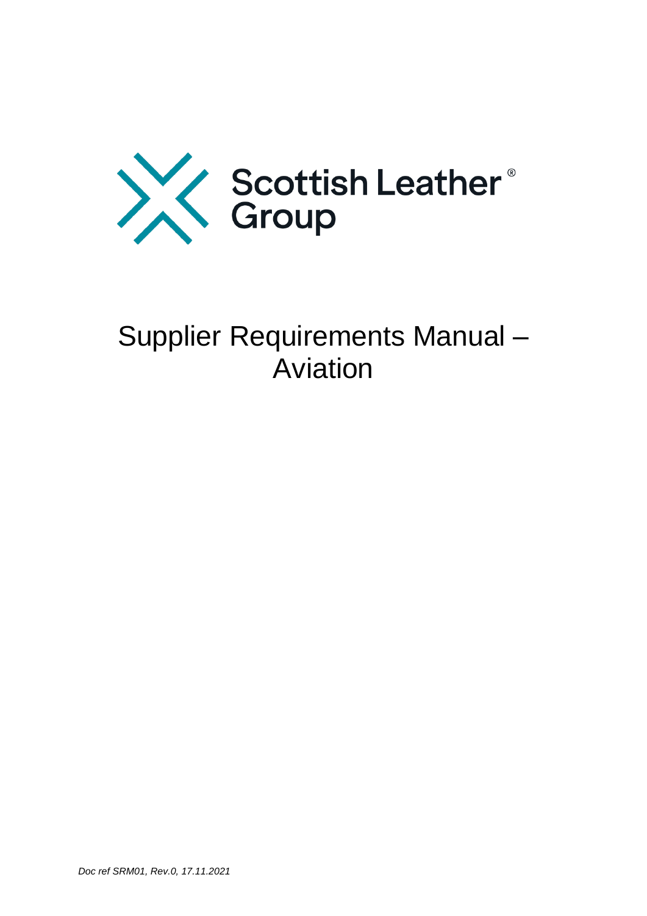Scottish Leather® Group

# Supplier Requirements Manual – Aviation

*Doc ref SRM01, Rev.0, 17.11.2021*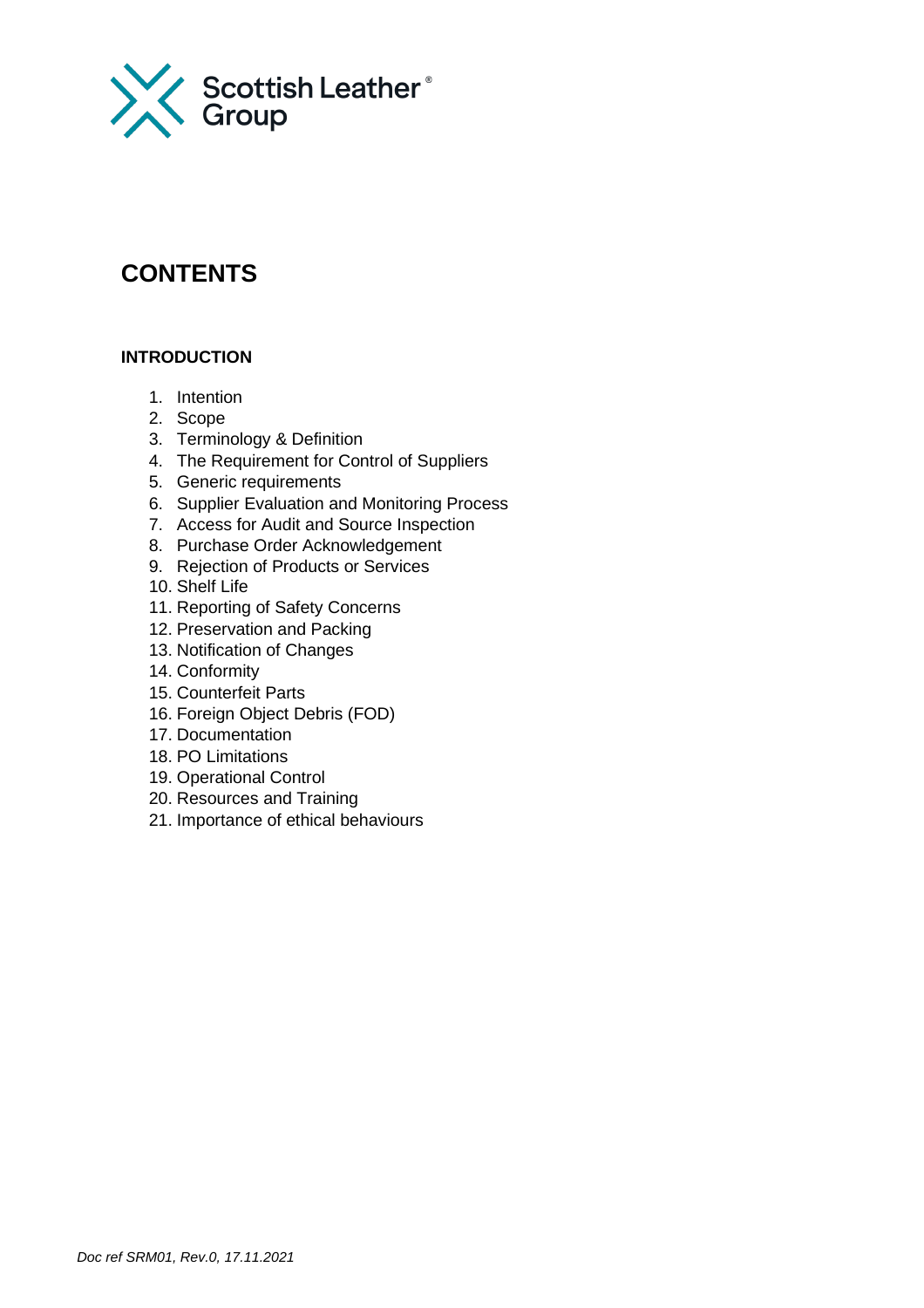# CONTENTS

**INTRODUCTION**

1. Intention
2. Scope
3. Terminology & Definition
4. The Requirement for Control of Suppliers
5. Generic requirements
6. Supplier Evaluation and Monitoring Process
7. Access for Audit and Source Inspection
8. Purchase Order Acknowledgement
9. Rejection of Products or Services
10. Shelf Life
11. Reporting of Safety Concerns
12. Preservation and Packing
13. Notification of Changes
14. Conformity
15. Counterfeit Parts
16. Foreign Object Debris (FOD)
17. Documentation
18. PO Limitations
19. Operational Control
20. Resources and Training
21. Importance of ethical behaviours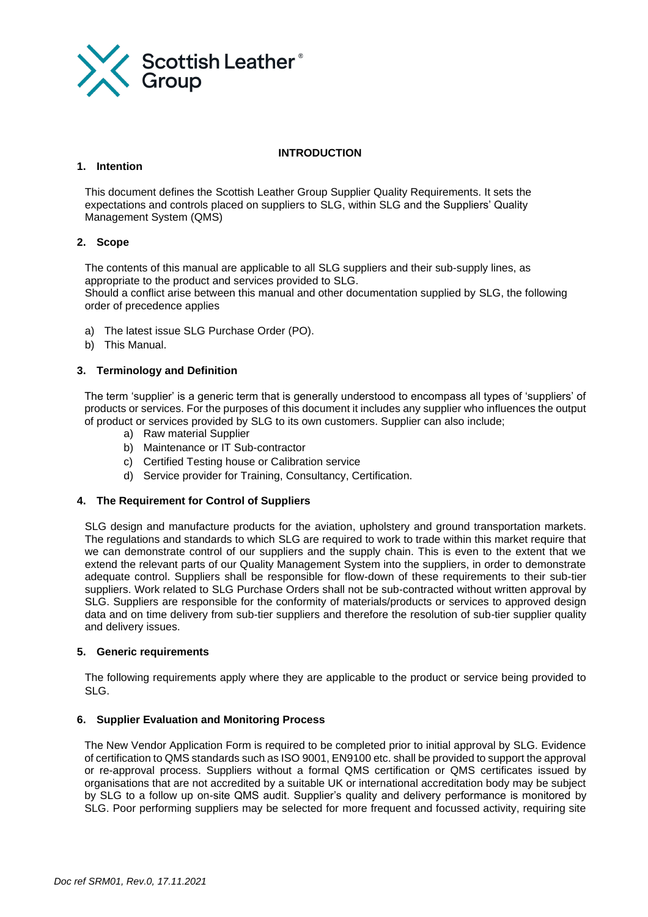## INTRODUCTION

### 1. Intention

This document defines the Scottish Leather Group Supplier Quality Requirements. It sets the expectations and controls placed on suppliers to SLG, within SLG and the Suppliers' Quality Management System (QMS)

### 2. Scope

The contents of this manual are applicable to all SLG suppliers and their sub-supply lines, as appropriate to the product and services provided to SLG.
Should a conflict arise between this manual and other documentation supplied by SLG, the following order of precedence applies

a) The latest issue SLG Purchase Order (PO).
b) This Manual.

### 3. Terminology and Definition

The term 'supplier' is a generic term that is generally understood to encompass all types of 'suppliers' of products or services. For the purposes of this document it includes any supplier who influences the output of product or services provided by SLG to its own customers. Supplier can also include;

a) Raw material Supplier
b) Maintenance or IT Sub-contractor
c) Certified Testing house or Calibration service
d) Service provider for Training, Consultancy, Certification.

### 4. The Requirement for Control of Suppliers

SLG design and manufacture products for the aviation, upholstery and ground transportation markets. The regulations and standards to which SLG are required to work to trade within this market require that we can demonstrate control of our suppliers and the supply chain. This is even to the extent that we extend the relevant parts of our Quality Management System into the suppliers, in order to demonstrate adequate control. Suppliers shall be responsible for flow-down of these requirements to their sub-tier suppliers. Work related to SLG Purchase Orders shall not be sub-contracted without written approval by SLG. Suppliers are responsible for the conformity of materials/products or services to approved design data and on time delivery from sub-tier suppliers and therefore the resolution of sub-tier supplier quality and delivery issues.

### 5. Generic requirements

The following requirements apply where they are applicable to the product or service being provided to SLG.

### 6. Supplier Evaluation and Monitoring Process

The New Vendor Application Form is required to be completed prior to initial approval by SLG. Evidence of certification to QMS standards such as ISO 9001, EN9100 etc. shall be provided to support the approval or re-approval process. Suppliers without a formal QMS certification or QMS certificates issued by organisations that are not accredited by a suitable UK or international accreditation body may be subject by SLG to a follow up on-site QMS audit. Supplier's quality and delivery performance is monitored by SLG. Poor performing suppliers may be selected for more frequent and focussed activity, requiring site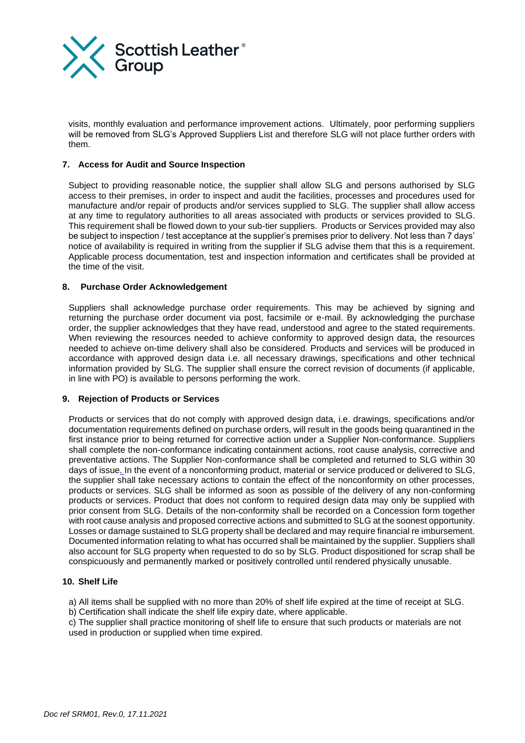visits, monthly evaluation and performance improvement actions. Ultimately, poor performing suppliers will be removed from SLG's Approved Suppliers List and therefore SLG will not place further orders with them.

## 7. Access for Audit and Source Inspection

Subject to providing reasonable notice, the supplier shall allow SLG and persons authorised by SLG access to their premises, in order to inspect and audit the facilities, processes and procedures used for manufacture and/or repair of products and/or services supplied to SLG. The supplier shall allow access at any time to regulatory authorities to all areas associated with products or services provided to SLG. This requirement shall be flowed down to your sub-tier suppliers. Products or Services provided may also be subject to inspection / test acceptance at the supplier's premises prior to delivery. Not less than 7 days' notice of availability is required in writing from the supplier if SLG advise them that this is a requirement. Applicable process documentation, test and inspection information and certificates shall be provided at the time of the visit.

## 8. Purchase Order Acknowledgement

Suppliers shall acknowledge purchase order requirements. This may be achieved by signing and returning the purchase order document via post, facsimile or e-mail. By acknowledging the purchase order, the supplier acknowledges that they have read, understood and agree to the stated requirements. When reviewing the resources needed to achieve conformity to approved design data, the resources needed to achieve on-time delivery shall also be considered. Products and services will be produced in accordance with approved design data i.e. all necessary drawings, specifications and other technical information provided by SLG. The supplier shall ensure the correct revision of documents (if applicable, in line with PO) is available to persons performing the work.

## 9. Rejection of Products or Services

Products or services that do not comply with approved design data, i.e. drawings, specifications and/or documentation requirements defined on purchase orders, will result in the goods being quarantined in the first instance prior to being returned for corrective action under a Supplier Non-conformance. Suppliers shall complete the non-conformance indicating containment actions, root cause analysis, corrective and preventative actions. The Supplier Non-conformance shall be completed and returned to SLG within 30 days of issue. In the event of a nonconforming product, material or service produced or delivered to SLG, the supplier shall take necessary actions to contain the effect of the nonconformity on other processes, products or services. SLG shall be informed as soon as possible of the delivery of any non-conforming products or services. Product that does not conform to required design data may only be supplied with prior consent from SLG. Details of the non-conformity shall be recorded on a Concession form together with root cause analysis and proposed corrective actions and submitted to SLG at the soonest opportunity. Losses or damage sustained to SLG property shall be declared and may require financial re imbursement. Documented information relating to what has occurred shall be maintained by the supplier. Suppliers shall also account for SLG property when requested to do so by SLG. Product dispositioned for scrap shall be conspicuously and permanently marked or positively controlled until rendered physically unusable.

## 10. Shelf Life

a) All items shall be supplied with no more than 20% of shelf life expired at the time of receipt at SLG.
b) Certification shall indicate the shelf life expiry date, where applicable.
c) The supplier shall practice monitoring of shelf life to ensure that such products or materials are not used in production or supplied when time expired.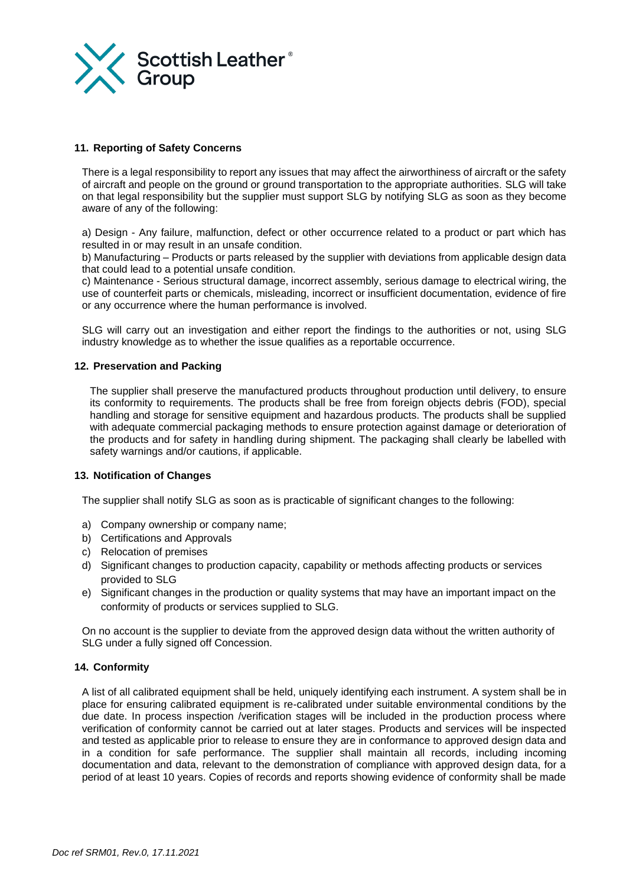## 11. Reporting of Safety Concerns

There is a legal responsibility to report any issues that may affect the airworthiness of aircraft or the safety of aircraft and people on the ground or ground transportation to the appropriate authorities. SLG will take on that legal responsibility but the supplier must support SLG by notifying SLG as soon as they become aware of any of the following:

a) Design - Any failure, malfunction, defect or other occurrence related to a product or part which has resulted in or may result in an unsafe condition.
b) Manufacturing – Products or parts released by the supplier with deviations from applicable design data that could lead to a potential unsafe condition.
c) Maintenance - Serious structural damage, incorrect assembly, serious damage to electrical wiring, the use of counterfeit parts or chemicals, misleading, incorrect or insufficient documentation, evidence of fire or any occurrence where the human performance is involved.

SLG will carry out an investigation and either report the findings to the authorities or not, using SLG industry knowledge as to whether the issue qualifies as a reportable occurrence.

## 12. Preservation and Packing

The supplier shall preserve the manufactured products throughout production until delivery, to ensure its conformity to requirements. The products shall be free from foreign objects debris (FOD), special handling and storage for sensitive equipment and hazardous products. The products shall be supplied with adequate commercial packaging methods to ensure protection against damage or deterioration of the products and for safety in handling during shipment. The packaging shall clearly be labelled with safety warnings and/or cautions, if applicable.

## 13. Notification of Changes

The supplier shall notify SLG as soon as is practicable of significant changes to the following:

a) Company ownership or company name;
b) Certifications and Approvals
c) Relocation of premises
d) Significant changes to production capacity, capability or methods affecting products or services provided to SLG
e) Significant changes in the production or quality systems that may have an important impact on the conformity of products or services supplied to SLG.

On no account is the supplier to deviate from the approved design data without the written authority of SLG under a fully signed off Concession.

## 14. Conformity

A list of all calibrated equipment shall be held, uniquely identifying each instrument. A system shall be in place for ensuring calibrated equipment is re-calibrated under suitable environmental conditions by the due date. In process inspection /verification stages will be included in the production process where verification of conformity cannot be carried out at later stages. Products and services will be inspected and tested as applicable prior to release to ensure they are in conformance to approved design data and in a condition for safe performance. The supplier shall maintain all records, including incoming documentation and data, relevant to the demonstration of compliance with approved design data, for a period of at least 10 years. Copies of records and reports showing evidence of conformity shall be made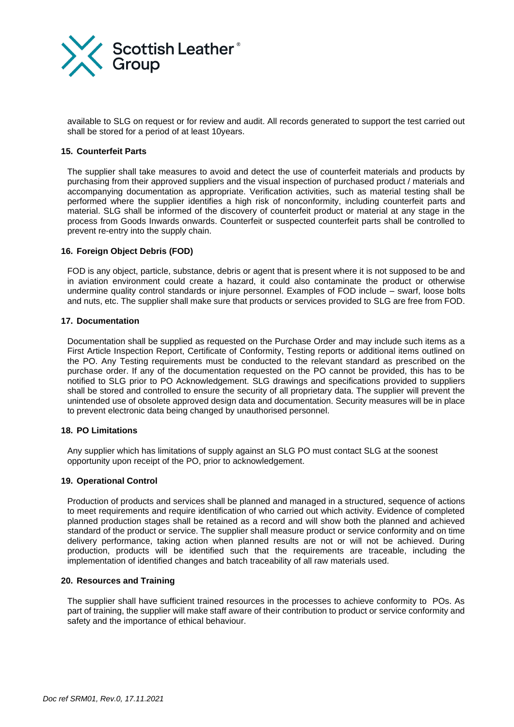available to SLG on request or for review and audit. All records generated to support the test carried out shall be stored for a period of at least 10years.

**15. Counterfeit Parts**

The supplier shall take measures to avoid and detect the use of counterfeit materials and products by purchasing from their approved suppliers and the visual inspection of purchased product / materials and accompanying documentation as appropriate. Verification activities, such as material testing shall be performed where the supplier identifies a high risk of nonconformity, including counterfeit parts and material. SLG shall be informed of the discovery of counterfeit product or material at any stage in the process from Goods Inwards onwards. Counterfeit or suspected counterfeit parts shall be controlled to prevent re-entry into the supply chain.

**16. Foreign Object Debris (FOD)**

FOD is any object, particle, substance, debris or agent that is present where it is not supposed to be and in aviation environment could create a hazard, it could also contaminate the product or otherwise undermine quality control standards or injure personnel. Examples of FOD include – swarf, loose bolts and nuts, etc. The supplier shall make sure that products or services provided to SLG are free from FOD.

**17. Documentation**

Documentation shall be supplied as requested on the Purchase Order and may include such items as a First Article Inspection Report, Certificate of Conformity, Testing reports or additional items outlined on the PO. Any Testing requirements must be conducted to the relevant standard as prescribed on the purchase order. If any of the documentation requested on the PO cannot be provided, this has to be notified to SLG prior to PO Acknowledgement. SLG drawings and specifications provided to suppliers shall be stored and controlled to ensure the security of all proprietary data. The supplier will prevent the unintended use of obsolete approved design data and documentation. Security measures will be in place to prevent electronic data being changed by unauthorised personnel.

**18. PO Limitations**

Any supplier which has limitations of supply against an SLG PO must contact SLG at the soonest opportunity upon receipt of the PO, prior to acknowledgement.

**19. Operational Control**

Production of products and services shall be planned and managed in a structured, sequence of actions to meet requirements and require identification of who carried out which activity. Evidence of completed planned production stages shall be retained as a record and will show both the planned and achieved standard of the product or service. The supplier shall measure product or service conformity and on time delivery performance, taking action when planned results are not or will not be achieved. During production, products will be identified such that the requirements are traceable, including the implementation of identified changes and batch traceability of all raw materials used.

**20. Resources and Training**

The supplier shall have sufficient trained resources in the processes to achieve conformity to POs. As part of training, the supplier will make staff aware of their contribution to product or service conformity and safety and the importance of ethical behaviour.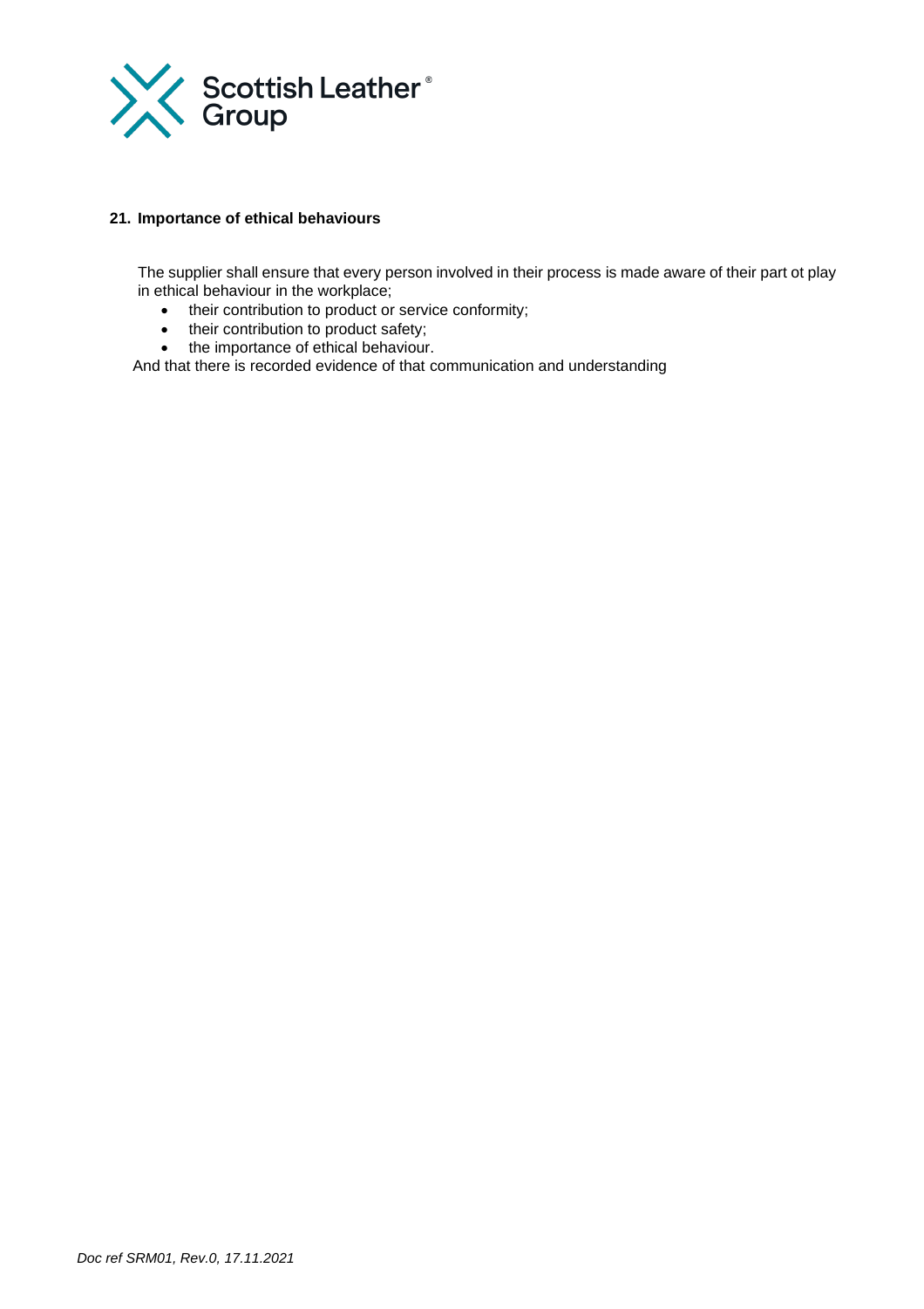## 21. Importance of ethical behaviours

The supplier shall ensure that every person involved in their process is made aware of their part ot play in ethical behaviour in the workplace;

- their contribution to product or service conformity;
- their contribution to product safety;
- the importance of ethical behaviour.

And that there is recorded evidence of that communication and understanding